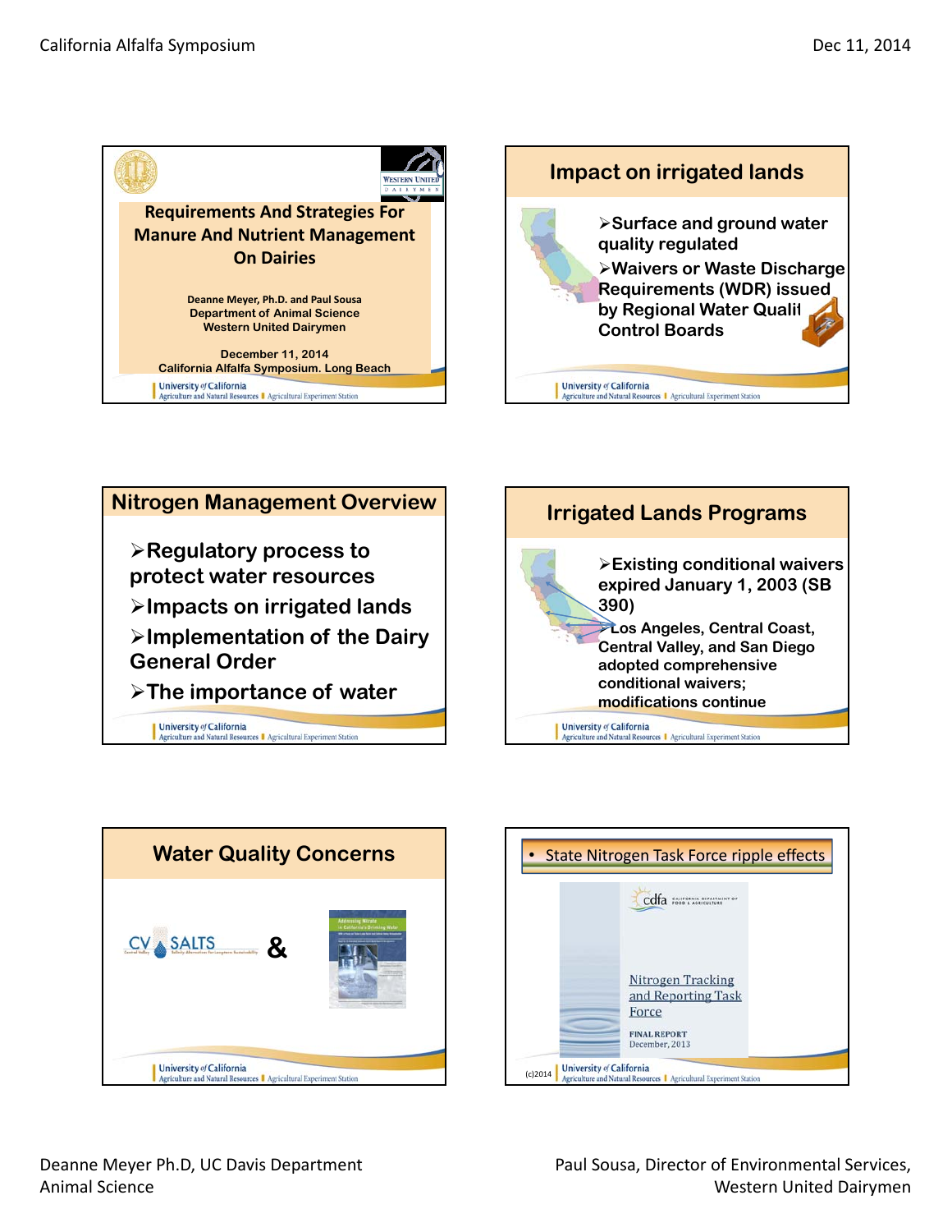## Requirements And Strategies For Manure And Nutrient Management On Dairies

Deanne Meyer, Ph.D. and Paul Sousa
Department of Animal Science
Western United Dairymen

December 11, 2014
California Alfalfa Symposium. Long Beach

## Impact on irrigated lands

- Surface and ground water quality regulated
- Waivers or Waste Discharge Requirements (WDR) issued by Regional Water Quality Control Boards

## Nitrogen Management Overview

- Regulatory process to protect water resources
- Impacts on irrigated lands
- Implementation of the Dairy General Order
- The importance of water

## Irrigated Lands Programs

- Existing conditional waivers expired January 1, 2003 (SB 390)
- Los Angeles, Central Coast, Central Valley, and San Diego adopted comprehensive conditional waivers; modifications continue

## Water Quality Concerns

CV SALTS &

Addressing Nitrate in California's Drinking Water

- State Nitrogen Task Force ripple effects

cdfa California Department of Food & Agriculture

Nitrogen Tracking and Reporting Task Force

FINAL REPORT
December, 2013

(c)2014

Deanne Meyer Ph.D, UC Davis Department Animal Science

Paul Sousa, Director of Environmental Services, Western United Dairymen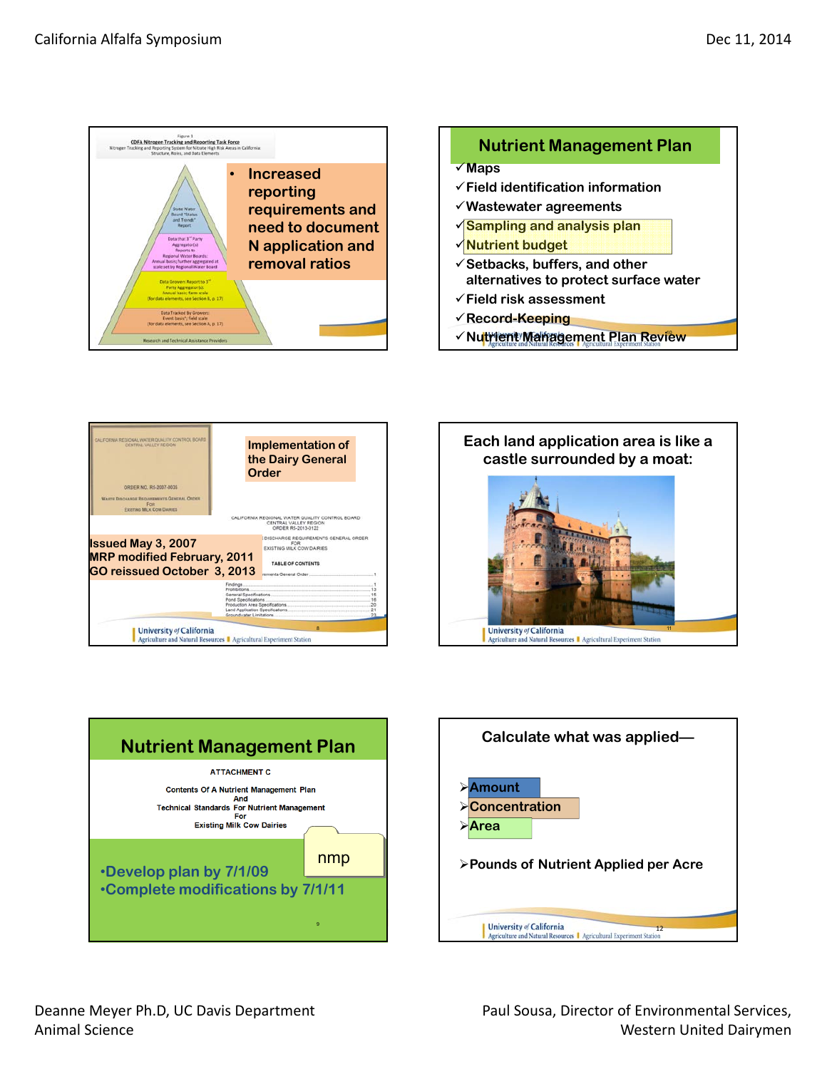## Slide 1

Figure 1
CDFA Nitrogen Tracking and Reporting Task Force
Nitrogen Tracking and Reporting System for Nitrate High Risk Areas in California: Structure, Roles, and Data Elements

- State Water Board "Status and Trends" Report
- Data that 3rd Party Aggregator(s) Reports to Regional Water Boards: Annual basis; further aggregated at scale set by Regional Water Board
- Data Growers Report to 3rd Party Aggregator(s): Annual basis; farm scale (for data elements, see Section B, p. 17)
- Data Tracked By Growers: Event basis; field scale (for data elements, see Section A, p. 17)
- Research and Technical Assistance Providers

- Increased reporting requirements and need to document N application and removal ratios

## Nutrient Management Plan

- ✓ Maps
- ✓ Field identification information
- ✓ Wastewater agreements
- ✓ Sampling and analysis plan
- ✓ Nutrient budget
- ✓ Setbacks, buffers, and other alternatives to protect surface water
- ✓ Field risk assessment
- ✓ Record-Keeping
- ✓ Nutrient Management Plan Review

## Implementation of the Dairy General Order

CALIFORNIA REGIONAL WATER QUALITY CONTROL BOARD
CENTRAL VALLEY REGION
ORDER NO. R5-2007-0035
WASTE DISCHARGE REQUIREMENTS GENERAL ORDER FOR EXISTING MILK COW DAIRIES

CALIFORNIA REGIONAL WATER QUALITY CONTROL BOARD
CENTRAL VALLEY REGION
ORDER R5-2013-0122
WASTE DISCHARGE REQUIREMENTS GENERAL ORDER FOR EXISTING MILK COW DAIRIES

Issued May 3, 2007
MRP modified February, 2011
GO reissued October 3, 2013

## Each land application area is like a castle surrounded by a moat:

## Nutrient Management Plan

ATTACHMENT C
Contents Of A Nutrient Management Plan
And
Technical Standards For Nutrient Management
For
Existing Milk Cow Dairies

nmp

- Develop plan by 7/1/09
- Complete modifications by 7/1/11

## Calculate what was applied—

- Amount
- Concentration
- Area

- Pounds of Nutrient Applied per Acre

Deanne Meyer Ph.D, UC Davis Department Animal Science

Paul Sousa, Director of Environmental Services, Western United Dairymen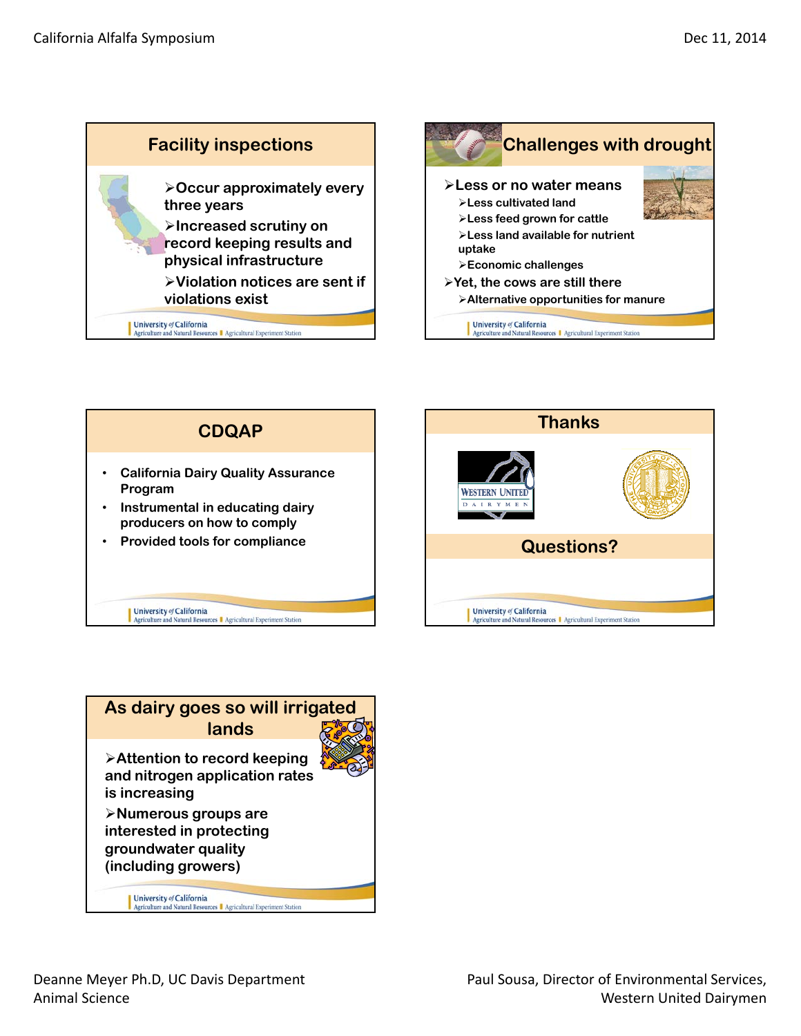## Facility inspections

- Occur approximately every three years
- Increased scrutiny on record keeping results and physical infrastructure
- Violation notices are sent if violations exist

## Challenges with drought

- Less or no water means
  - Less cultivated land
  - Less feed grown for cattle
  - Less land available for nutrient uptake
  - Economic challenges
- Yet, the cows are still there
  - Alternative opportunities for manure

## CDQAP

- California Dairy Quality Assurance Program
- Instrumental in educating dairy producers on how to comply
- Provided tools for compliance

## Thanks

## Questions?

## As dairy goes so will irrigated lands

- Attention to record keeping and nitrogen application rates is increasing
- Numerous groups are interested in protecting groundwater quality (including growers)